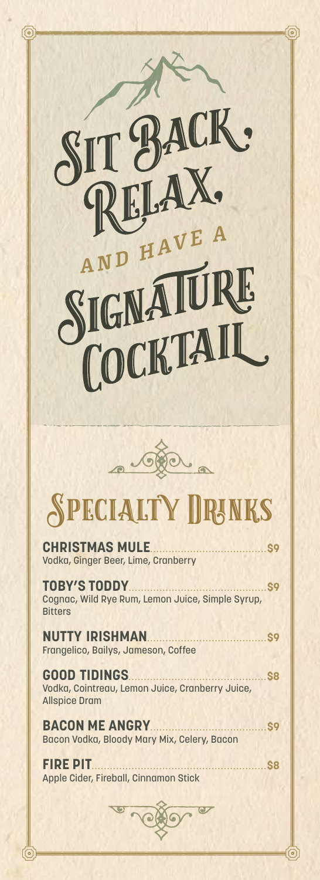# Sit Back, Relax, and have a Signature Cocktail

## Specialty Drinks

**CHRISTMAS MULE** ........ $9
Vodka, Ginger Beer, Lime, Cranberry

**TOBY'S TODDY** ........ $9
Cognac, Wild Rye Rum, Lemon Juice, Simple Syrup, Bitters

**NUTTY IRISHMAN** ........ $9
Frangelico, Bailys, Jameson, Coffee

**GOOD TIDINGS** ........ $8
Vodka, Cointreau, Lemon Juice, Cranberry Juice, Allspice Dram

**BACON ME ANGRY** ........ $9
Bacon Vodka, Bloody Mary Mix, Celery, Bacon

**FIRE PIT** ........ $8
Apple Cider, Fireball, Cinnamon Stick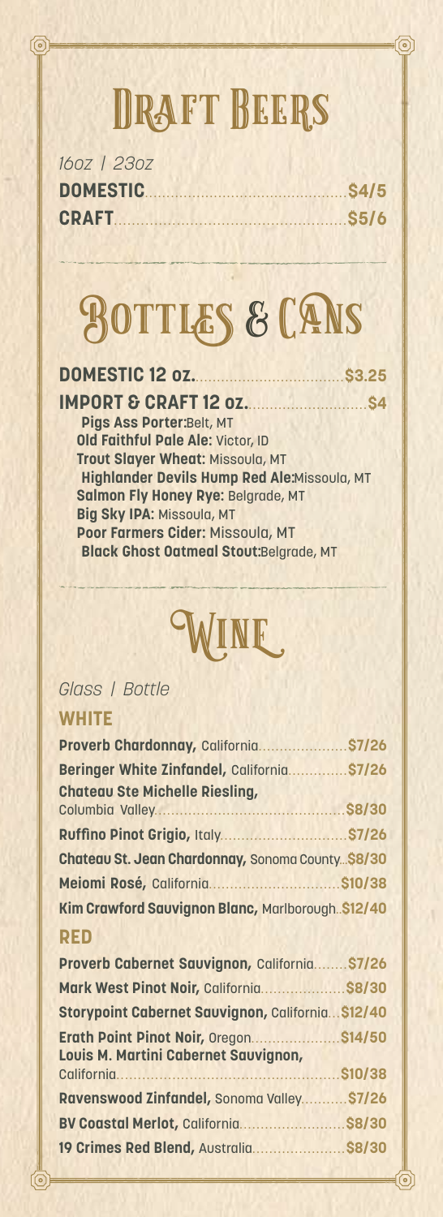# Draft Beers

*16oz | 23oz*

**DOMESTIC** ........ $4/5

**CRAFT** ........ $5/6

# Bottles & Cans

**DOMESTIC 12 oz.** ........ $3.25

**IMPORT & CRAFT 12 oz.** ........ $4

**Pigs Ass Porter:** Belt, MT
**Old Faithful Pale Ale:** Victor, ID
**Trout Slayer Wheat:** Missoula, MT
**Highlander Devils Hump Red Ale:** Missoula, MT
**Salmon Fly Honey Rye:** Belgrade, MT
**Big Sky IPA:** Missoula, MT
**Poor Farmers Cider:** Missoula, MT
**Black Ghost Oatmeal Stout:** Belgrade, MT

# Wine

*Glass | Bottle*

## WHITE

**Proverb Chardonnay,** California ........ $7/26

**Beringer White Zinfandel,** California ........ $7/26

**Chateau Ste Michelle Riesling,** Columbia Valley ........ $8/30

**Ruffino Pinot Grigio,** Italy ........ $7/26

**Chateau St. Jean Chardonnay,** Sonoma County ........ $8/30

**Meiomi Rosé,** California ........ $10/38

**Kim Crawford Sauvignon Blanc,** Marlborough ........ $12/40

## RED

**Proverb Cabernet Sauvignon,** California ........ $7/26

**Mark West Pinot Noir,** California ........ $8/30

**Storypoint Cabernet Sauvignon,** California ........ $12/40

**Erath Point Pinot Noir,** Oregon ........ $14/50

**Louis M. Martini Cabernet Sauvignon,** California ........ $10/38

**Ravenswood Zinfandel,** Sonoma Valley ........ $7/26

**BV Coastal Merlot,** California ........ $8/30

**19 Crimes Red Blend,** Australia ........ $8/30